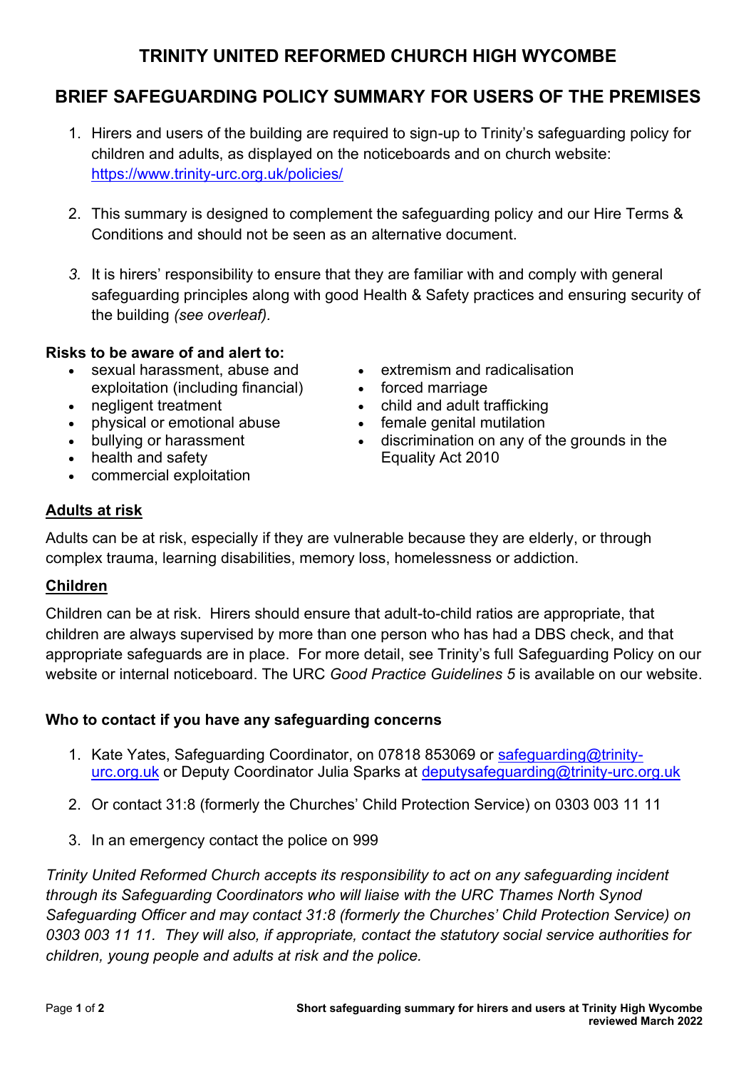# TRINITY UNITED REFORMED CHURCH HIGH WYCOMBE

## BRIEF SAFEGUARDING POLICY SUMMARY FOR USERS OF THE PREMISES

1. Hirers and users of the building are required to sign-up to Trinity's safeguarding policy for children and adults, as displayed on the noticeboards and on church website: https://www.trinity-urc.org.uk/policies/

2. This summary is designed to complement the safeguarding policy and our Hire Terms & Conditions and should not be seen as an alternative document.

3. It is hirers' responsibility to ensure that they are familiar with and comply with general safeguarding principles along with good Health & Safety practices and ensuring security of the building *(see overleaf).*

**Risks to be aware of and alert to:**

- sexual harassment, abuse and exploitation (including financial)
- negligent treatment
- physical or emotional abuse
- bullying or harassment
- health and safety
- commercial exploitation
- extremism and radicalisation
- forced marriage
- child and adult trafficking
- female genital mutilation
- discrimination on any of the grounds in the Equality Act 2010

### Adults at risk

Adults can be at risk, especially if they are vulnerable because they are elderly, or through complex trauma, learning disabilities, memory loss, homelessness or addiction.

### Children

Children can be at risk. Hirers should ensure that adult-to-child ratios are appropriate, that children are always supervised by more than one person who has had a DBS check, and that appropriate safeguards are in place. For more detail, see Trinity's full Safeguarding Policy on our website or internal noticeboard. The URC *Good Practice Guidelines 5* is available on our website.

**Who to contact if you have any safeguarding concerns**

1. Kate Yates, Safeguarding Coordinator, on 07818 853069 or safeguarding@trinity-urc.org.uk or Deputy Coordinator Julia Sparks at deputysafeguarding@trinity-urc.org.uk

2. Or contact 31:8 (formerly the Churches' Child Protection Service) on 0303 003 11 11

3. In an emergency contact the police on 999

*Trinity United Reformed Church accepts its responsibility to act on any safeguarding incident through its Safeguarding Coordinators who will liaise with the URC Thames North Synod Safeguarding Officer and may contact 31:8 (formerly the Churches' Child Protection Service) on 0303 003 11 11. They will also, if appropriate, contact the statutory social service authorities for children, young people and adults at risk and the police.*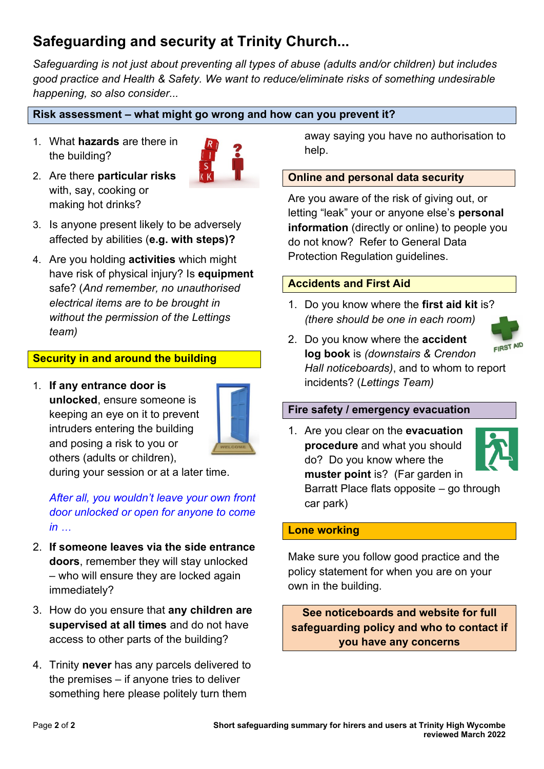# Safeguarding and security at Trinity Church...

*Safeguarding is not just about preventing all types of abuse (adults and/or children) but includes good practice and Health & Safety. We want to reduce/eliminate risks of something undesirable happening, so also consider...*

## Risk assessment – what might go wrong and how can you prevent it?

1. What **hazards** are there in the building?
2. Are there **particular risks** with, say, cooking or making hot drinks?
3. Is anyone present likely to be adversely affected by abilities (**e.g. with steps)?**
4. Are you holding **activities** which might have risk of physical injury? Is **equipment** safe? (*And remember, no unauthorised electrical items are to be brought in without the permission of the Lettings team)*

## Security in and around the building

1. **If any entrance door is unlocked**, ensure someone is keeping an eye on it to prevent intruders entering the building and posing a risk to you or others (adults or children), during your session or at a later time.

   *After all, you wouldn't leave your own front door unlocked or open for anyone to come in …*

2. **If someone leaves via the side entrance doors**, remember they will stay unlocked – who will ensure they are locked again immediately?
3. How do you ensure that **any children are supervised at all times** and do not have access to other parts of the building?
4. Trinity **never** has any parcels delivered to the premises – if anyone tries to deliver something here please politely turn them away saying you have no authorisation to help.

## Online and personal data security

Are you aware of the risk of giving out, or letting "leak" your or anyone else's **personal information** (directly or online) to people you do not know? Refer to General Data Protection Regulation guidelines.

## Accidents and First Aid

1. Do you know where the **first aid kit** is? *(there should be one in each room)*
2. Do you know where the **accident log book** is *(downstairs & Crendon Hall noticeboards)*, and to whom to report incidents? (*Lettings Team)*

## Fire safety / emergency evacuation

1. Are you clear on the **evacuation procedure** and what you should do? Do you know where the **muster point** is? (Far garden in Barratt Place flats opposite – go through car park)

## Lone working

Make sure you follow good practice and the policy statement for when you are on your own in the building.

**See noticeboards and website for full safeguarding policy and who to contact if you have any concerns**

**Short safeguarding summary for hirers and users at Trinity High Wycombe reviewed March 2022**